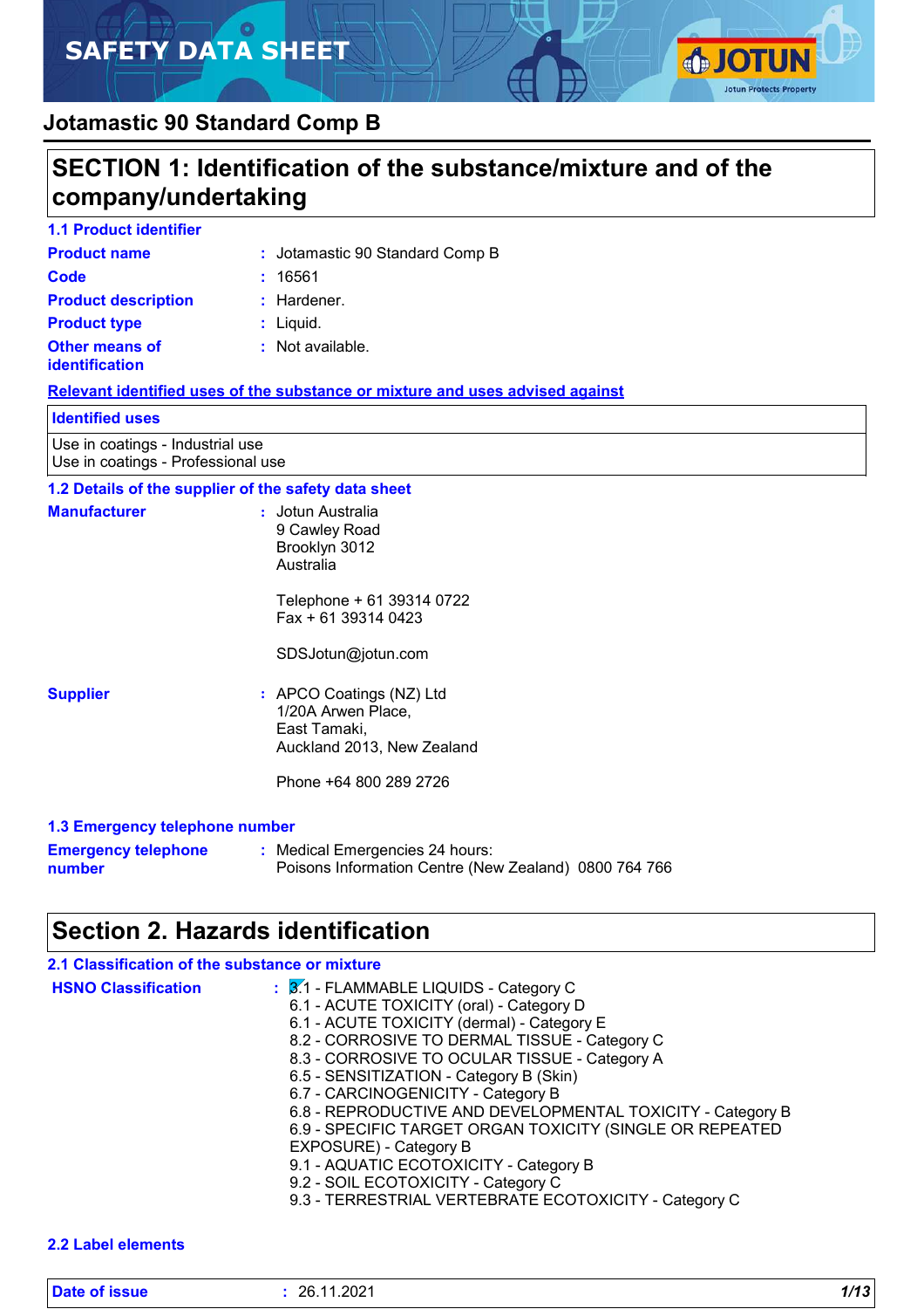# SAFETY DATA SHEET

## Jotamastic 90 Standard Comp B

## SECTION 1: Identification of the substance/mixture and of the company/undertaking

### 1.1 Product identifier

**Product name** : Jotamastic 90 Standard Comp B

**Code** : 16561

**Product description** : Hardener.

**Product type** : Liquid.

**Other means of identification** : Not available.

### Relevant identified uses of the substance or mixture and uses advised against

| Identified uses |
|---|
| Use in coatings - Industrial use<br>Use in coatings - Professional use |

### 1.2 Details of the supplier of the safety data sheet

**Manufacturer** : Jotun Australia
9 Cawley Road
Brooklyn 3012
Australia

Telephone + 61 39314 0722
Fax + 61 39314 0423

SDSJotun@jotun.com

**Supplier** : APCO Coatings (NZ) Ltd
1/20A Arwen Place,
East Tamaki,
Auckland 2013, New Zealand

Phone +64 800 289 2726

### 1.3 Emergency telephone number

**Emergency telephone number** : Medical Emergencies 24 hours:
Poisons Information Centre (New Zealand) 0800 764 766

## Section 2. Hazards identification

### 2.1 Classification of the substance or mixture

**HSNO Classification** :
3.1 - FLAMMABLE LIQUIDS - Category C
6.1 - ACUTE TOXICITY (oral) - Category D
6.1 - ACUTE TOXICITY (dermal) - Category E
8.2 - CORROSIVE TO DERMAL TISSUE - Category C
8.3 - CORROSIVE TO OCULAR TISSUE - Category A
6.5 - SENSITIZATION - Category B (Skin)
6.7 - CARCINOGENICITY - Category B
6.8 - REPRODUCTIVE AND DEVELOPMENTAL TOXICITY - Category B
6.9 - SPECIFIC TARGET ORGAN TOXICITY (SINGLE OR REPEATED EXPOSURE) - Category B
9.1 - AQUATIC ECOTOXICITY - Category B
9.2 - SOIL ECOTOXICITY - Category C
9.3 - TERRESTRIAL VERTEBRATE ECOTOXICITY - Category C

### 2.2 Label elements

**Date of issue** : 26.11.2021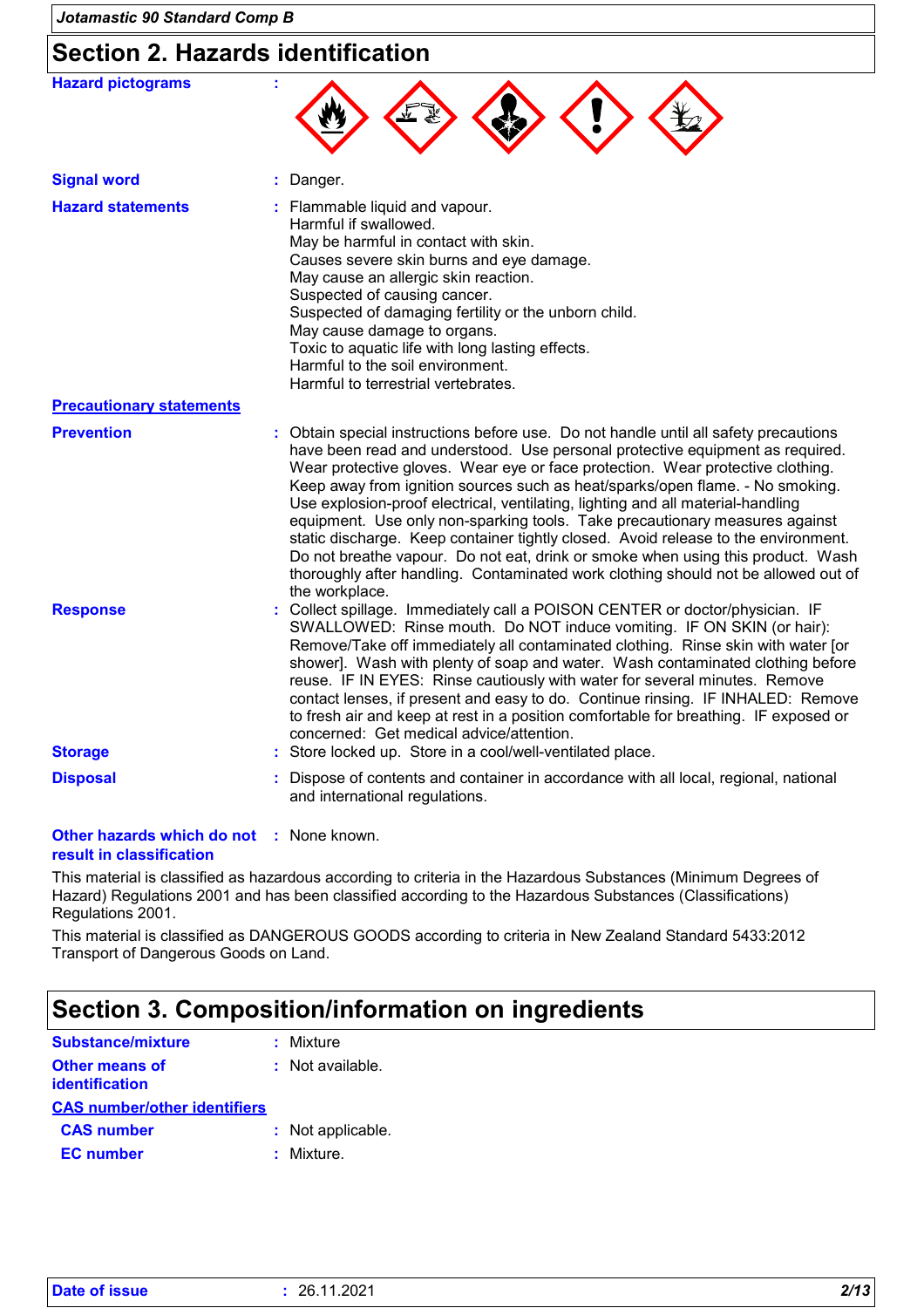## Section 2. Hazards identification

**Hazard pictograms** :

**Signal word** : Danger.

**Hazard statements** : Flammable liquid and vapour.
Harmful if swallowed.
May be harmful in contact with skin.
Causes severe skin burns and eye damage.
May cause an allergic skin reaction.
Suspected of causing cancer.
Suspected of damaging fertility or the unborn child.
May cause damage to organs.
Toxic to aquatic life with long lasting effects.
Harmful to the soil environment.
Harmful to terrestrial vertebrates.

**Precautionary statements**

**Prevention** : Obtain special instructions before use. Do not handle until all safety precautions have been read and understood. Use personal protective equipment as required. Wear protective gloves. Wear eye or face protection. Wear protective clothing. Keep away from ignition sources such as heat/sparks/open flame. - No smoking. Use explosion-proof electrical, ventilating, lighting and all material-handling equipment. Use only non-sparking tools. Take precautionary measures against static discharge. Keep container tightly closed. Avoid release to the environment. Do not breathe vapour. Do not eat, drink or smoke when using this product. Wash thoroughly after handling. Contaminated work clothing should not be allowed out of the workplace.

**Response** : Collect spillage. Immediately call a POISON CENTER or doctor/physician. IF SWALLOWED: Rinse mouth. Do NOT induce vomiting. IF ON SKIN (or hair): Remove/Take off immediately all contaminated clothing. Rinse skin with water [or shower]. Wash with plenty of soap and water. Wash contaminated clothing before reuse. IF IN EYES: Rinse cautiously with water for several minutes. Remove contact lenses, if present and easy to do. Continue rinsing. IF INHALED: Remove to fresh air and keep at rest in a position comfortable for breathing. IF exposed or concerned: Get medical advice/attention.

**Storage** : Store locked up. Store in a cool/well-ventilated place.

**Disposal** : Dispose of contents and container in accordance with all local, regional, national and international regulations.

**Other hazards which do not result in classification** : None known.

This material is classified as hazardous according to criteria in the Hazardous Substances (Minimum Degrees of Hazard) Regulations 2001 and has been classified according to the Hazardous Substances (Classifications) Regulations 2001.

This material is classified as DANGEROUS GOODS according to criteria in New Zealand Standard 5433:2012 Transport of Dangerous Goods on Land.

## Section 3. Composition/information on ingredients

**Substance/mixture** : Mixture

**Other means of identification** : Not available.

**CAS number/other identifiers**

**CAS number** : Not applicable.

**EC number** : Mixture.

**Date of issue** : 26.11.2021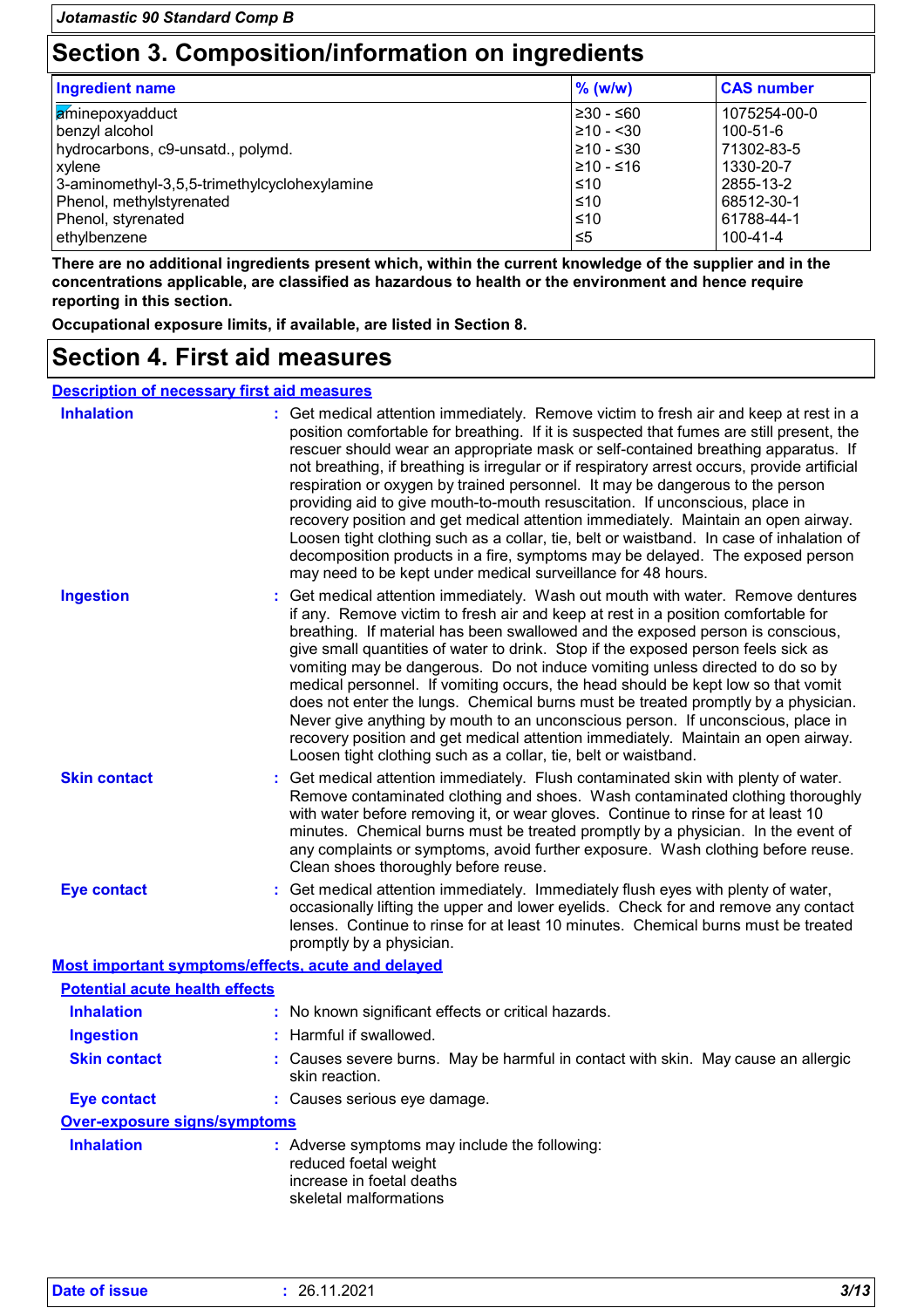## Section 3. Composition/information on ingredients

| Ingredient name | % (w/w) | CAS number |
|---|---|---|
| aminepoxyadduct | ≥30 - ≤60 | 1075254-00-0 |
| benzyl alcohol | ≥10 - <30 | 100-51-6 |
| hydrocarbons, c9-unsatd., polymd. | ≥10 - ≤30 | 71302-83-5 |
| xylene | ≥10 - ≤16 | 1330-20-7 |
| 3-aminomethyl-3,5,5-trimethylcyclohexylamine | ≤10 | 2855-13-2 |
| Phenol, methylstyrenated | ≤10 | 68512-30-1 |
| Phenol, styrenated | ≤10 | 61788-44-1 |
| ethylbenzene | ≤5 | 100-41-4 |

**There are no additional ingredients present which, within the current knowledge of the supplier and in the concentrations applicable, are classified as hazardous to health or the environment and hence require reporting in this section.**

**Occupational exposure limits, if available, are listed in Section 8.**

## Section 4. First aid measures

### Description of necessary first aid measures

**Inhalation** : Get medical attention immediately. Remove victim to fresh air and keep at rest in a position comfortable for breathing. If it is suspected that fumes are still present, the rescuer should wear an appropriate mask or self-contained breathing apparatus. If not breathing, if breathing is irregular or if respiratory arrest occurs, provide artificial respiration or oxygen by trained personnel. It may be dangerous to the person providing aid to give mouth-to-mouth resuscitation. If unconscious, place in recovery position and get medical attention immediately. Maintain an open airway. Loosen tight clothing such as a collar, tie, belt or waistband. In case of inhalation of decomposition products in a fire, symptoms may be delayed. The exposed person may need to be kept under medical surveillance for 48 hours.

**Ingestion** : Get medical attention immediately. Wash out mouth with water. Remove dentures if any. Remove victim to fresh air and keep at rest in a position comfortable for breathing. If material has been swallowed and the exposed person is conscious, give small quantities of water to drink. Stop if the exposed person feels sick as vomiting may be dangerous. Do not induce vomiting unless directed to do so by medical personnel. If vomiting occurs, the head should be kept low so that vomit does not enter the lungs. Chemical burns must be treated promptly by a physician. Never give anything by mouth to an unconscious person. If unconscious, place in recovery position and get medical attention immediately. Maintain an open airway. Loosen tight clothing such as a collar, tie, belt or waistband.

**Skin contact** : Get medical attention immediately. Flush contaminated skin with plenty of water. Remove contaminated clothing and shoes. Wash contaminated clothing thoroughly with water before removing it, or wear gloves. Continue to rinse for at least 10 minutes. Chemical burns must be treated promptly by a physician. In the event of any complaints or symptoms, avoid further exposure. Wash clothing before reuse. Clean shoes thoroughly before reuse.

**Eye contact** : Get medical attention immediately. Immediately flush eyes with plenty of water, occasionally lifting the upper and lower eyelids. Check for and remove any contact lenses. Continue to rinse for at least 10 minutes. Chemical burns must be treated promptly by a physician.

### Most important symptoms/effects, acute and delayed

#### Potential acute health effects

**Inhalation** : No known significant effects or critical hazards.

**Ingestion** : Harmful if swallowed.

**Skin contact** : Causes severe burns. May be harmful in contact with skin. May cause an allergic skin reaction.

**Eye contact** : Causes serious eye damage.

#### Over-exposure signs/symptoms

**Inhalation** : Adverse symptoms may include the following:
reduced foetal weight
increase in foetal deaths
skeletal malformations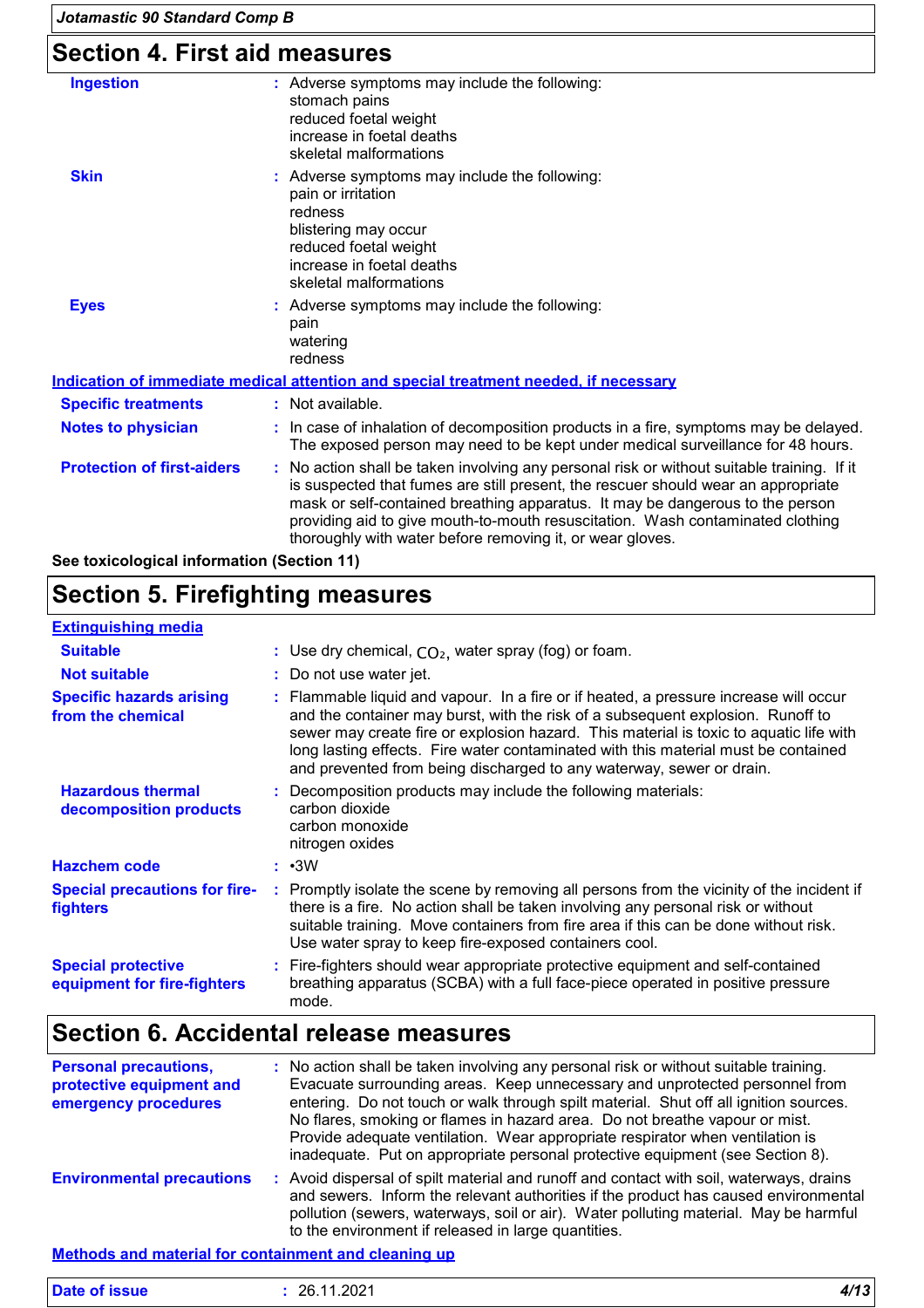## Section 4. First aid measures

**Ingestion** : Adverse symptoms may include the following:
stomach pains
reduced foetal weight
increase in foetal deaths
skeletal malformations

**Skin** : Adverse symptoms may include the following:
pain or irritation
redness
blistering may occur
reduced foetal weight
increase in foetal deaths
skeletal malformations

**Eyes** : Adverse symptoms may include the following:
pain
watering
redness

**Indication of immediate medical attention and special treatment needed, if necessary**

**Specific treatments** : Not available.

**Notes to physician** : In case of inhalation of decomposition products in a fire, symptoms may be delayed. The exposed person may need to be kept under medical surveillance for 48 hours.

**Protection of first-aiders** : No action shall be taken involving any personal risk or without suitable training. If it is suspected that fumes are still present, the rescuer should wear an appropriate mask or self-contained breathing apparatus. It may be dangerous to the person providing aid to give mouth-to-mouth resuscitation. Wash contaminated clothing thoroughly with water before removing it, or wear gloves.

**See toxicological information (Section 11)**

## Section 5. Firefighting measures

**Extinguishing media**

**Suitable** : Use dry chemical, $CO_2$, water spray (fog) or foam.

**Not suitable** : Do not use water jet.

**Specific hazards arising from the chemical** : Flammable liquid and vapour. In a fire or if heated, a pressure increase will occur and the container may burst, with the risk of a subsequent explosion. Runoff to sewer may create fire or explosion hazard. This material is toxic to aquatic life with long lasting effects. Fire water contaminated with this material must be contained and prevented from being discharged to any waterway, sewer or drain.

**Hazardous thermal decomposition products** : Decomposition products may include the following materials:
carbon dioxide
carbon monoxide
nitrogen oxides

**Hazchem code** : •3W

**Special precautions for fire-fighters** : Promptly isolate the scene by removing all persons from the vicinity of the incident if there is a fire. No action shall be taken involving any personal risk or without suitable training. Move containers from fire area if this can be done without risk. Use water spray to keep fire-exposed containers cool.

**Special protective equipment for fire-fighters** : Fire-fighters should wear appropriate protective equipment and self-contained breathing apparatus (SCBA) with a full face-piece operated in positive pressure mode.

## Section 6. Accidental release measures

**Personal precautions, protective equipment and emergency procedures** : No action shall be taken involving any personal risk or without suitable training. Evacuate surrounding areas. Keep unnecessary and unprotected personnel from entering. Do not touch or walk through spilt material. Shut off all ignition sources. No flares, smoking or flames in hazard area. Do not breathe vapour or mist. Provide adequate ventilation. Wear appropriate respirator when ventilation is inadequate. Put on appropriate personal protective equipment (see Section 8).

**Environmental precautions** : Avoid dispersal of spilt material and runoff and contact with soil, waterways, drains and sewers. Inform the relevant authorities if the product has caused environmental pollution (sewers, waterways, soil or air). Water polluting material. May be harmful to the environment if released in large quantities.

**Methods and material for containment and cleaning up**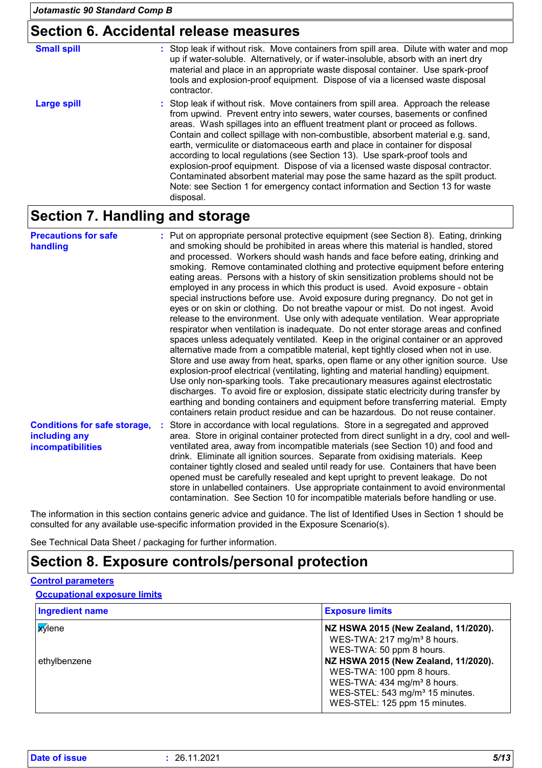## Section 6. Accidental release measures

**Small spill** : Stop leak if without risk. Move containers from spill area. Dilute with water and mop up if water-soluble. Alternatively, or if water-insoluble, absorb with an inert dry material and place in an appropriate waste disposal container. Use spark-proof tools and explosion-proof equipment. Dispose of via a licensed waste disposal contractor.

**Large spill** : Stop leak if without risk. Move containers from spill area. Approach the release from upwind. Prevent entry into sewers, water courses, basements or confined areas. Wash spillages into an effluent treatment plant or proceed as follows. Contain and collect spillage with non-combustible, absorbent material e.g. sand, earth, vermiculite or diatomaceous earth and place in container for disposal according to local regulations (see Section 13). Use spark-proof tools and explosion-proof equipment. Dispose of via a licensed waste disposal contractor. Contaminated absorbent material may pose the same hazard as the spilt product. Note: see Section 1 for emergency contact information and Section 13 for waste disposal.

## Section 7. Handling and storage

**Precautions for safe handling** : Put on appropriate personal protective equipment (see Section 8). Eating, drinking and smoking should be prohibited in areas where this material is handled, stored and processed. Workers should wash hands and face before eating, drinking and smoking. Remove contaminated clothing and protective equipment before entering eating areas. Persons with a history of skin sensitization problems should not be employed in any process in which this product is used. Avoid exposure - obtain special instructions before use. Avoid exposure during pregnancy. Do not get in eyes or on skin or clothing. Do not breathe vapour or mist. Do not ingest. Avoid release to the environment. Use only with adequate ventilation. Wear appropriate respirator when ventilation is inadequate. Do not enter storage areas and confined spaces unless adequately ventilated. Keep in the original container or an approved alternative made from a compatible material, kept tightly closed when not in use. Store and use away from heat, sparks, open flame or any other ignition source. Use explosion-proof electrical (ventilating, lighting and material handling) equipment. Use only non-sparking tools. Take precautionary measures against electrostatic discharges. To avoid fire or explosion, dissipate static electricity during transfer by earthing and bonding containers and equipment before transferring material. Empty containers retain product residue and can be hazardous. Do not reuse container.

**Conditions for safe storage, including any incompatibilities** : Store in accordance with local regulations. Store in a segregated and approved area. Store in original container protected from direct sunlight in a dry, cool and well-ventilated area, away from incompatible materials (see Section 10) and food and drink. Eliminate all ignition sources. Separate from oxidising materials. Keep container tightly closed and sealed until ready for use. Containers that have been opened must be carefully resealed and kept upright to prevent leakage. Do not store in unlabelled containers. Use appropriate containment to avoid environmental contamination. See Section 10 for incompatible materials before handling or use.

The information in this section contains generic advice and guidance. The list of Identified Uses in Section 1 should be consulted for any available use-specific information provided in the Exposure Scenario(s).

See Technical Data Sheet / packaging for further information.

## Section 8. Exposure controls/personal protection

### Control parameters

#### Occupational exposure limits

| Ingredient name | Exposure limits |
|---|---|
| xylene | **NZ HSWA 2015 (New Zealand, 11/2020).**<br>WES-TWA: 217 mg/m³ 8 hours.<br>WES-TWA: 50 ppm 8 hours. |
| ethylbenzene | **NZ HSWA 2015 (New Zealand, 11/2020).**<br>WES-TWA: 100 ppm 8 hours.<br>WES-TWA: 434 mg/m³ 8 hours.<br>WES-STEL: 543 mg/m³ 15 minutes.<br>WES-STEL: 125 ppm 15 minutes. |

**Date of issue** : 26.11.2021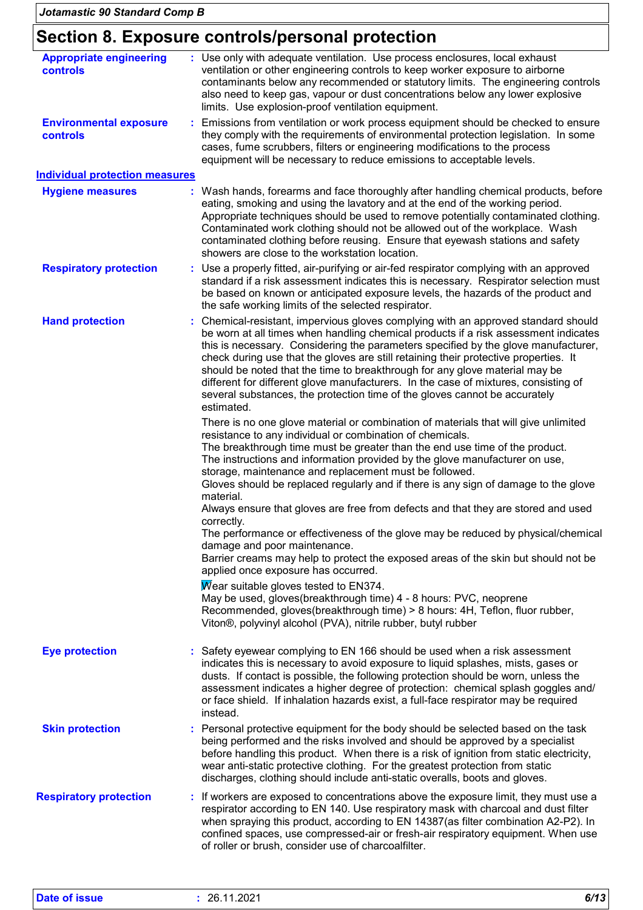## Section 8. Exposure controls/personal protection

**Appropriate engineering controls** : Use only with adequate ventilation. Use process enclosures, local exhaust ventilation or other engineering controls to keep worker exposure to airborne contaminants below any recommended or statutory limits. The engineering controls also need to keep gas, vapour or dust concentrations below any lower explosive limits. Use explosion-proof ventilation equipment.

**Environmental exposure controls** : Emissions from ventilation or work process equipment should be checked to ensure they comply with the requirements of environmental protection legislation. In some cases, fume scrubbers, filters or engineering modifications to the process equipment will be necessary to reduce emissions to acceptable levels.

### Individual protection measures

**Hygiene measures** : Wash hands, forearms and face thoroughly after handling chemical products, before eating, smoking and using the lavatory and at the end of the working period. Appropriate techniques should be used to remove potentially contaminated clothing. Contaminated work clothing should not be allowed out of the workplace. Wash contaminated clothing before reusing. Ensure that eyewash stations and safety showers are close to the workstation location.

**Respiratory protection** : Use a properly fitted, air-purifying or air-fed respirator complying with an approved standard if a risk assessment indicates this is necessary. Respirator selection must be based on known or anticipated exposure levels, the hazards of the product and the safe working limits of the selected respirator.

**Hand protection** : Chemical-resistant, impervious gloves complying with an approved standard should be worn at all times when handling chemical products if a risk assessment indicates this is necessary. Considering the parameters specified by the glove manufacturer, check during use that the gloves are still retaining their protective properties. It should be noted that the time to breakthrough for any glove material may be different for different glove manufacturers. In the case of mixtures, consisting of several substances, the protection time of the gloves cannot be accurately estimated.

There is no one glove material or combination of materials that will give unlimited resistance to any individual or combination of chemicals.
The breakthrough time must be greater than the end use time of the product.
The instructions and information provided by the glove manufacturer on use, storage, maintenance and replacement must be followed.
Gloves should be replaced regularly and if there is any sign of damage to the glove material.
Always ensure that gloves are free from defects and that they are stored and used correctly.
The performance or effectiveness of the glove may be reduced by physical/chemical damage and poor maintenance.
Barrier creams may help to protect the exposed areas of the skin but should not be applied once exposure has occurred.

Wear suitable gloves tested to EN374.
May be used, gloves(breakthrough time) 4 - 8 hours: PVC, neoprene
Recommended, gloves(breakthrough time) > 8 hours: 4H, Teflon, fluor rubber, Viton®, polyvinyl alcohol (PVA), nitrile rubber, butyl rubber

**Eye protection** : Safety eyewear complying to EN 166 should be used when a risk assessment indicates this is necessary to avoid exposure to liquid splashes, mists, gases or dusts. If contact is possible, the following protection should be worn, unless the assessment indicates a higher degree of protection: chemical splash goggles and/ or face shield. If inhalation hazards exist, a full-face respirator may be required instead.

**Skin protection** : Personal protective equipment for the body should be selected based on the task being performed and the risks involved and should be approved by a specialist before handling this product. When there is a risk of ignition from static electricity, wear anti-static protective clothing. For the greatest protection from static discharges, clothing should include anti-static overalls, boots and gloves.

**Respiratory protection** : If workers are exposed to concentrations above the exposure limit, they must use a respirator according to EN 140. Use respiratory mask with charcoal and dust filter when spraying this product, according to EN 14387(as filter combination A2-P2). In confined spaces, use compressed-air or fresh-air respiratory equipment. When use of roller or brush, consider use of charcoalfilter.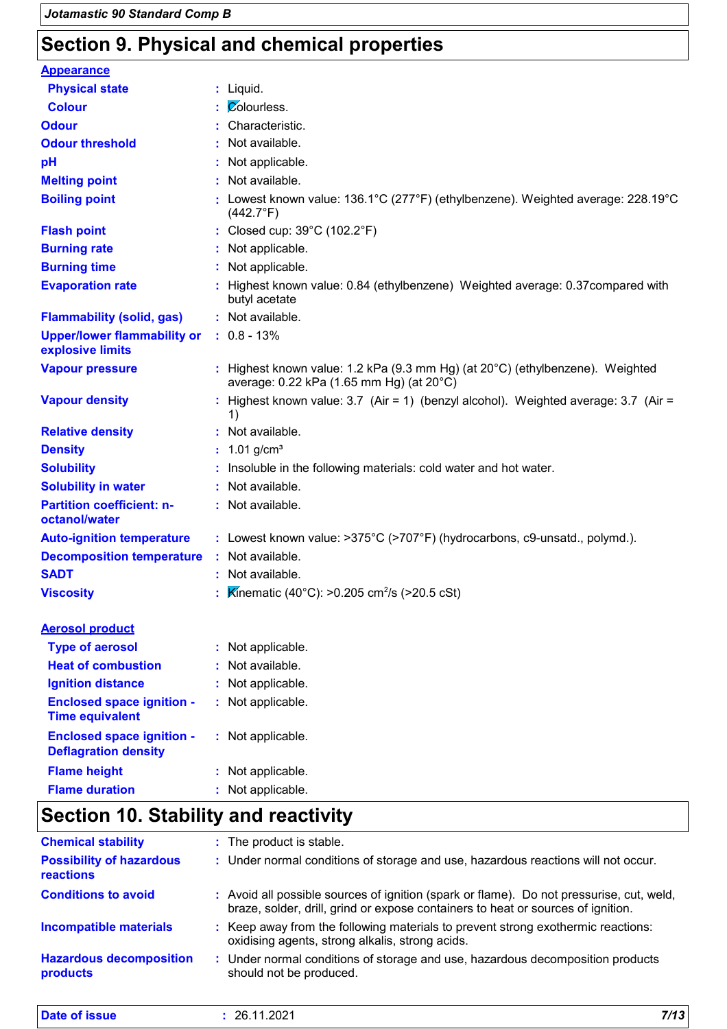## Section 9. Physical and chemical properties

**Appearance**

| | | |
|---|---|---|
| **Physical state** | : | Liquid. |
| **Colour** | : | Colourless. |
| **Odour** | : | Characteristic. |
| **Odour threshold** | : | Not available. |
| **pH** | : | Not applicable. |
| **Melting point** | : | Not available. |
| **Boiling point** | : | Lowest known value: 136.1°C (277°F) (ethylbenzene). Weighted average: 228.19°C (442.7°F) |
| **Flash point** | : | Closed cup: 39°C (102.2°F) |
| **Burning rate** | : | Not applicable. |
| **Burning time** | : | Not applicable. |
| **Evaporation rate** | : | Highest known value: 0.84 (ethylbenzene) Weighted average: 0.37compared with butyl acetate |
| **Flammability (solid, gas)** | : | Not available. |
| **Upper/lower flammability or explosive limits** | : | 0.8 - 13% |
| **Vapour pressure** | : | Highest known value: 1.2 kPa (9.3 mm Hg) (at 20°C) (ethylbenzene). Weighted average: 0.22 kPa (1.65 mm Hg) (at 20°C) |
| **Vapour density** | : | Highest known value: 3.7 (Air = 1) (benzyl alcohol). Weighted average: 3.7 (Air = 1) |
| **Relative density** | : | Not available. |
| **Density** | : | 1.01 g/cm³ |
| **Solubility** | : | Insoluble in the following materials: cold water and hot water. |
| **Solubility in water** | : | Not available. |
| **Partition coefficient: n-octanol/water** | : | Not available. |
| **Auto-ignition temperature** | : | Lowest known value: >375°C (>707°F) (hydrocarbons, c9-unsatd., polymd.). |
| **Decomposition temperature** | : | Not available. |
| **SADT** | : | Not available. |
| **Viscosity** | : | Kinematic (40°C): >0.205 $cm^2/s$ (>20.5 cSt) |

**Aerosol product**

| | | |
|---|---|---|
| **Type of aerosol** | : | Not applicable. |
| **Heat of combustion** | : | Not available. |
| **Ignition distance** | : | Not applicable. |
| **Enclosed space ignition - Time equivalent** | : | Not applicable. |
| **Enclosed space ignition - Deflagration density** | : | Not applicable. |
| **Flame height** | : | Not applicable. |
| **Flame duration** | : | Not applicable. |

## Section 10. Stability and reactivity

| | | |
|---|---|---|
| **Chemical stability** | : | The product is stable. |
| **Possibility of hazardous reactions** | : | Under normal conditions of storage and use, hazardous reactions will not occur. |
| **Conditions to avoid** | : | Avoid all possible sources of ignition (spark or flame). Do not pressurise, cut, weld, braze, solder, drill, grind or expose containers to heat or sources of ignition. |
| **Incompatible materials** | : | Keep away from the following materials to prevent strong exothermic reactions: oxidising agents, strong alkalis, strong acids. |
| **Hazardous decomposition products** | : | Under normal conditions of storage and use, hazardous decomposition products should not be produced. |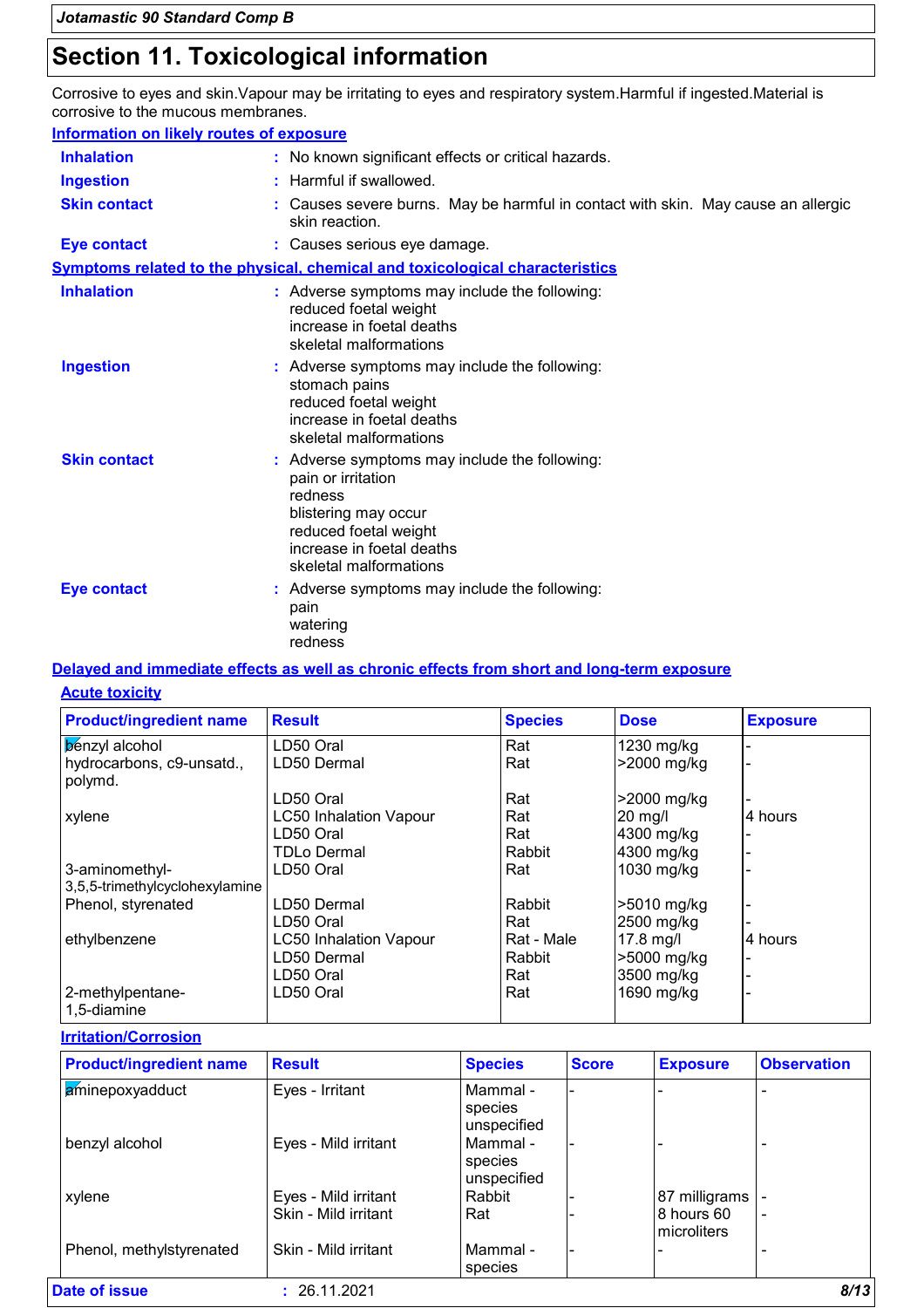# Section 11. Toxicological information

Corrosive to eyes and skin.Vapour may be irritating to eyes and respiratory system.Harmful if ingested.Material is corrosive to the mucous membranes.

**Information on likely routes of exposure**

**Inhalation** : No known significant effects or critical hazards.

**Ingestion** : Harmful if swallowed.

**Skin contact** : Causes severe burns. May be harmful in contact with skin. May cause an allergic skin reaction.

**Eye contact** : Causes serious eye damage.

**Symptoms related to the physical, chemical and toxicological characteristics**

**Inhalation** : Adverse symptoms may include the following:
reduced foetal weight
increase in foetal deaths
skeletal malformations

**Ingestion** : Adverse symptoms may include the following:
stomach pains
reduced foetal weight
increase in foetal deaths
skeletal malformations

**Skin contact** : Adverse symptoms may include the following:
pain or irritation
redness
blistering may occur
reduced foetal weight
increase in foetal deaths
skeletal malformations

**Eye contact** : Adverse symptoms may include the following:
pain
watering
redness

**Delayed and immediate effects as well as chronic effects from short and long-term exposure**

**Acute toxicity**

| Product/ingredient name | Result | Species | Dose | Exposure |
|---|---|---|---|---|
| benzyl alcohol | LD50 Oral | Rat | 1230 mg/kg | - |
| hydrocarbons, c9-unsatd., polymd. | LD50 Dermal | Rat | >2000 mg/kg | - |
| | LD50 Oral | Rat | >2000 mg/kg | - |
| xylene | LC50 Inhalation Vapour | Rat | 20 mg/l | 4 hours |
| | LD50 Oral | Rat | 4300 mg/kg | - |
| | TDLo Dermal | Rabbit | 4300 mg/kg | - |
| 3-aminomethyl-3,5,5-trimethylcyclohexylamine | LD50 Oral | Rat | 1030 mg/kg | - |
| Phenol, styrenated | LD50 Dermal | Rabbit | >5010 mg/kg | - |
| | LD50 Oral | Rat | 2500 mg/kg | - |
| ethylbenzene | LC50 Inhalation Vapour | Rat - Male | 17.8 mg/l | 4 hours |
| | LD50 Dermal | Rabbit | >5000 mg/kg | - |
| | LD50 Oral | Rat | 3500 mg/kg | - |
| 2-methylpentane-1,5-diamine | LD50 Oral | Rat | 1690 mg/kg | - |

**Irritation/Corrosion**

| Product/ingredient name | Result | Species | Score | Exposure | Observation |
|---|---|---|---|---|---|
| aminepoxyadduct | Eyes - Irritant | Mammal - species unspecified | - | - | - |
| benzyl alcohol | Eyes - Mild irritant | Mammal - species unspecified | - | - | - |
| xylene | Eyes - Mild irritant | Rabbit | - | 87 milligrams | - |
| | Skin - Mild irritant | Rat | - | 8 hours 60 microliters | - |
| Phenol, methylstyrenated | Skin - Mild irritant | Mammal - species | - | - | - |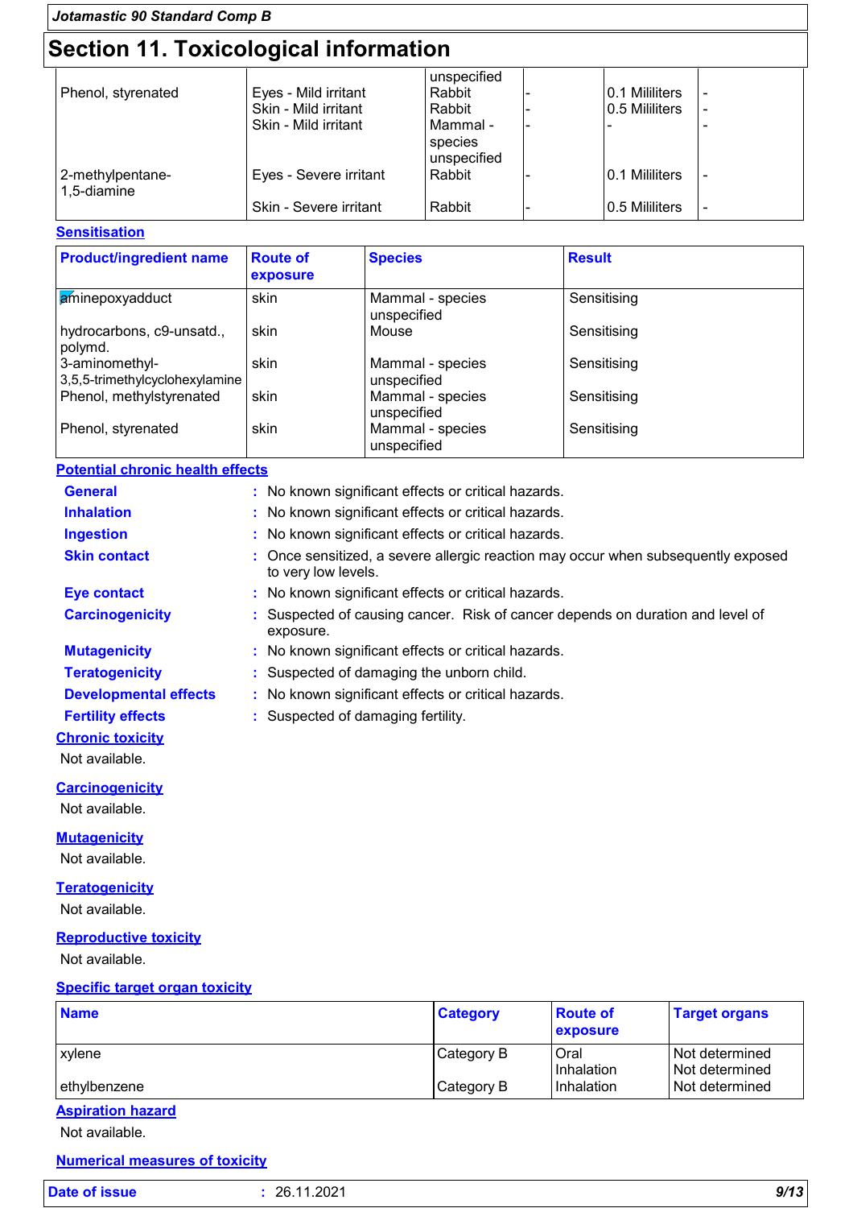## Section 11. Toxicological information

| | | | | | |
|---|---|---|---|---|---|
| | | unspecified | | | |
| Phenol, styrenated | Eyes - Mild irritant | Rabbit | - | 0.1 Mililiters | - |
| | Skin - Mild irritant | Rabbit | - | 0.5 Mililiters | - |
| | Skin - Mild irritant | Mammal - species unspecified | - | - | - |
| 2-methylpentane-1,5-diamine | Eyes - Severe irritant | Rabbit | - | 0.1 Mililiters | - |
| | Skin - Severe irritant | Rabbit | - | 0.5 Mililiters | - |

### Sensitisation

| Product/ingredient name | Route of exposure | Species | Result |
|---|---|---|---|
| aminepoxyadduct | skin | Mammal - species unspecified | Sensitising |
| hydrocarbons, c9-unsatd., polymd. | skin | Mouse | Sensitising |
| 3-aminomethyl-3,5,5-trimethylcyclohexylamine | skin | Mammal - species unspecified | Sensitising |
| Phenol, methylstyrenated | skin | Mammal - species unspecified | Sensitising |
| Phenol, styrenated | skin | Mammal - species unspecified | Sensitising |

### Potential chronic health effects

**General** : No known significant effects or critical hazards.

**Inhalation** : No known significant effects or critical hazards.

**Ingestion** : No known significant effects or critical hazards.

**Skin contact** : Once sensitized, a severe allergic reaction may occur when subsequently exposed to very low levels.

**Eye contact** : No known significant effects or critical hazards.

**Carcinogenicity** : Suspected of causing cancer. Risk of cancer depends on duration and level of exposure.

**Mutagenicity** : No known significant effects or critical hazards.

**Teratogenicity** : Suspected of damaging the unborn child.

**Developmental effects** : No known significant effects or critical hazards.

**Fertility effects** : Suspected of damaging fertility.

### Chronic toxicity

Not available.

### Carcinogenicity

Not available.

### Mutagenicity

Not available.

### Teratogenicity

Not available.

### Reproductive toxicity

Not available.

### Specific target organ toxicity

| Name | Category | Route of exposure | Target organs |
|---|---|---|---|
| xylene | Category B | Oral | Not determined |
| | | Inhalation | Not determined |
| ethylbenzene | Category B | Inhalation | Not determined |

### Aspiration hazard

Not available.

### Numerical measures of toxicity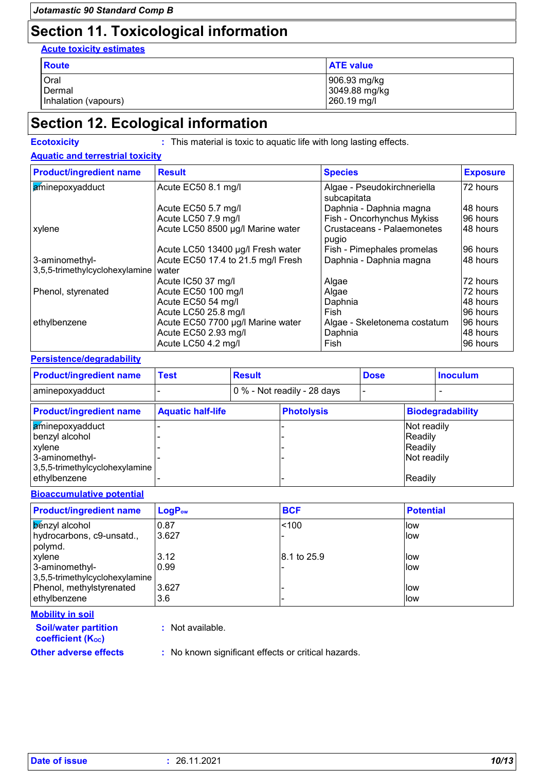## Section 11. Toxicological information

**Acute toxicity estimates**

| Route | ATE value |
| --- | --- |
| Oral | 906.93 mg/kg |
| Dermal | 3049.88 mg/kg |
| Inhalation (vapours) | 260.19 mg/l |

## Section 12. Ecological information

**Ecotoxicity** : This material is toxic to aquatic life with long lasting effects.

**Aquatic and terrestrial toxicity**

| Product/ingredient name | Result | Species | Exposure |
| --- | --- | --- | --- |
| aminepoxyadduct | Acute EC50 8.1 mg/l | Algae - Pseudokirchneriella subcapitata | 72 hours |
| | Acute EC50 5.7 mg/l | Daphnia - Daphnia magna | 48 hours |
| | Acute LC50 7.9 mg/l | Fish - Oncorhynchus Mykiss | 96 hours |
| xylene | Acute LC50 8500 µg/l Marine water | Crustaceans - Palaemonetes pugio | 48 hours |
| | Acute LC50 13400 µg/l Fresh water | Fish - Pimephales promelas | 96 hours |
| 3-aminomethyl-3,5,5-trimethylcyclohexylamine | Acute EC50 17.4 to 21.5 mg/l Fresh water | Daphnia - Daphnia magna | 48 hours |
| | Acute IC50 37 mg/l | Algae | 72 hours |
| Phenol, styrenated | Acute EC50 100 mg/l | Algae | 72 hours |
| | Acute EC50 54 mg/l | Daphnia | 48 hours |
| | Acute LC50 25.8 mg/l | Fish | 96 hours |
| ethylbenzene | Acute EC50 7700 µg/l Marine water | Algae - Skeletonema costatum | 96 hours |
| | Acute EC50 2.93 mg/l | Daphnia | 48 hours |
| | Acute LC50 4.2 mg/l | Fish | 96 hours |

**Persistence/degradability**

| Product/ingredient name | Test | Result | Dose | Inoculum |
| --- | --- | --- | --- | --- |
| aminepoxyadduct | - | 0 % - Not readily - 28 days | - | - |

| Product/ingredient name | Aquatic half-life | Photolysis | Biodegradability |
| --- | --- | --- | --- |
| aminepoxyadduct | - | - | Not readily |
| benzyl alcohol | - | - | Readily |
| xylene | - | - | Readily |
| 3-aminomethyl-3,5,5-trimethylcyclohexylamine | - | - | Not readily |
| ethylbenzene | - | - | Readily |

**Bioaccumulative potential**

| Product/ingredient name | $LogP_{ow}$ | BCF | Potential |
| --- | --- | --- | --- |
| benzyl alcohol | 0.87 | <100 | low |
| hydrocarbons, c9-unsatd., polymd. | 3.627 | - | low |
| xylene | 3.12 | 8.1 to 25.9 | low |
| 3-aminomethyl-3,5,5-trimethylcyclohexylamine | 0.99 | - | low |
| Phenol, methylstyrenated | 3.627 | - | low |
| ethylbenzene | 3.6 | - | low |

**Mobility in soil**

**Soil/water partition coefficient ($K_{OC}$)** : Not available.

**Other adverse effects** : No known significant effects or critical hazards.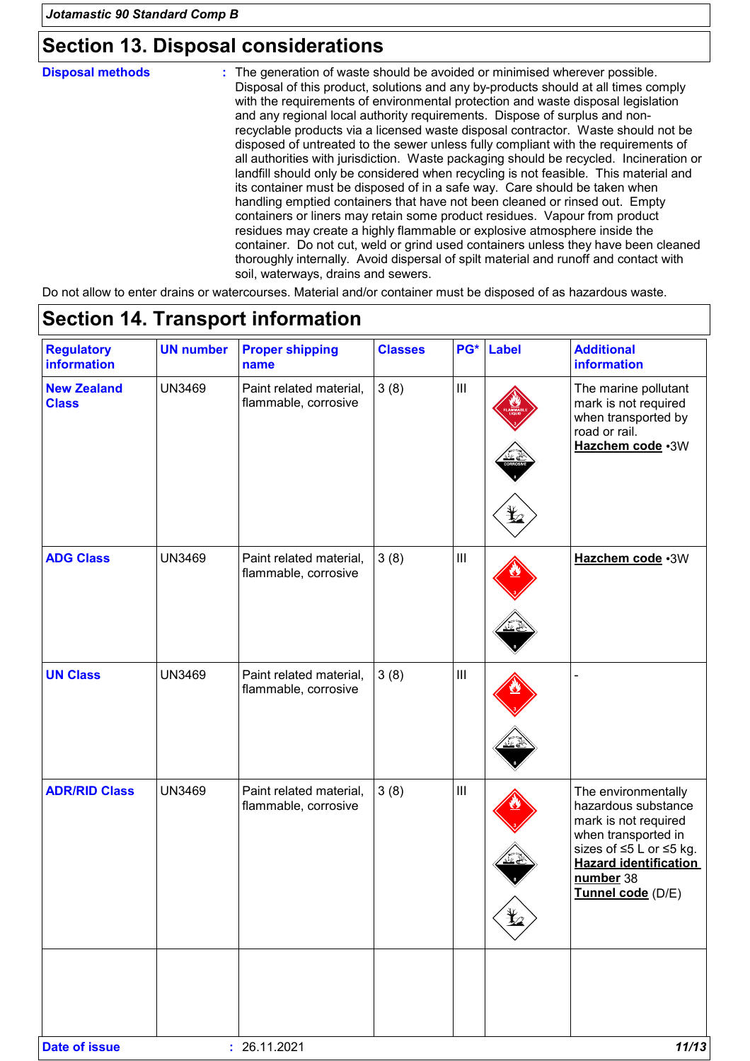## Section 13. Disposal considerations

**Disposal methods** : The generation of waste should be avoided or minimised wherever possible. Disposal of this product, solutions and any by-products should at all times comply with the requirements of environmental protection and waste disposal legislation and any regional local authority requirements. Dispose of surplus and non-recyclable products via a licensed waste disposal contractor. Waste should not be disposed of untreated to the sewer unless fully compliant with the requirements of all authorities with jurisdiction. Waste packaging should be recycled. Incineration or landfill should only be considered when recycling is not feasible. This material and its container must be disposed of in a safe way. Care should be taken when handling emptied containers that have not been cleaned or rinsed out. Empty containers or liners may retain some product residues. Vapour from product residues may create a highly flammable or explosive atmosphere inside the container. Do not cut, weld or grind used containers unless they have been cleaned thoroughly internally. Avoid dispersal of spilt material and runoff and contact with soil, waterways, drains and sewers.

Do not allow to enter drains or watercourses. Material and/or container must be disposed of as hazardous waste.

## Section 14. Transport information

| Regulatory information | UN number | Proper shipping name | Classes | PG* | Label | Additional information |
|---|---|---|---|---|---|---|
| **New Zealand Class** | UN3469 | Paint related material, flammable, corrosive | 3 (8) | III | | The marine pollutant mark is not required when transported by road or rail. **Hazchem code** •3W |
| **ADG Class** | UN3469 | Paint related material, flammable, corrosive | 3 (8) | III | | **Hazchem code** •3W |
| **UN Class** | UN3469 | Paint related material, flammable, corrosive | 3 (8) | III | | - |
| **ADR/RID Class** | UN3469 | Paint related material, flammable, corrosive | 3 (8) | III | | The environmentally hazardous substance mark is not required when transported in sizes of ≤5 L or ≤5 kg. **Hazard identification number** 38 **Tunnel code** (D/E) |

**Date of issue** : 26.11.2021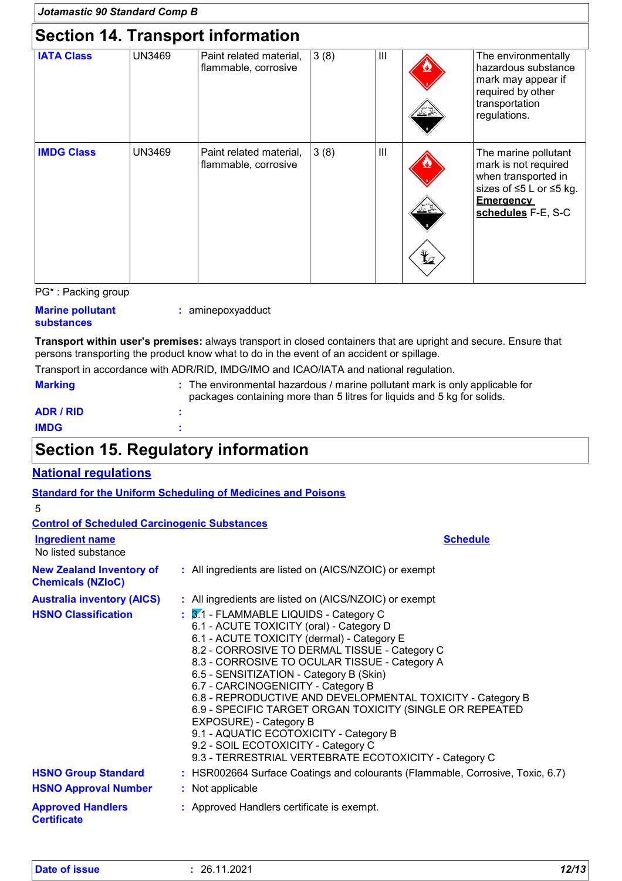Jotamastic 90 Standard Comp B

## Section 14. Transport information

| | | | | | | |
|---|---|---|---|---|---|---|
| **IATA Class** | UN3469 | Paint related material, flammable, corrosive | 3 (8) | III | | The environmentally hazardous substance mark may appear if required by other transportation regulations. |
| **IMDG Class** | UN3469 | Paint related material, flammable, corrosive | 3 (8) | III | | The marine pollutant mark is not required when transported in sizes of ≤5 L or ≤5 kg. **Emergency schedules** F-E, S-C |

PG* : Packing group

**Marine pollutant substances** : aminepoxyadduct

**Transport within user's premises:** always transport in closed containers that are upright and secure. Ensure that persons transporting the product know what to do in the event of an accident or spillage.

Transport in accordance with ADR/RID, IMDG/IMO and ICAO/IATA and national regulation.

**Marking** : The environmental hazardous / marine pollutant mark is only applicable for packages containing more than 5 litres for liquids and 5 kg for solids.

**ADR / RID** :

**IMDG** :

## Section 15. Regulatory information

### National regulations

**Standard for the Uniform Scheduling of Medicines and Poisons**

5

**Control of Scheduled Carcinogenic Substances**

| Ingredient name | Schedule |
|---|---|
| No listed substance | |

**New Zealand Inventory of Chemicals (NZIoC)** : All ingredients are listed on (AICS/NZOIC) or exempt

**Australia inventory (AICS)** : All ingredients are listed on (AICS/NZOIC) or exempt

**HSNO Classification** :
3.1 - FLAMMABLE LIQUIDS - Category C
6.1 - ACUTE TOXICITY (oral) - Category D
6.1 - ACUTE TOXICITY (dermal) - Category E
8.2 - CORROSIVE TO DERMAL TISSUE - Category C
8.3 - CORROSIVE TO OCULAR TISSUE - Category A
6.5 - SENSITIZATION - Category B (Skin)
6.7 - CARCINOGENICITY - Category B
6.8 - REPRODUCTIVE AND DEVELOPMENTAL TOXICITY - Category B
6.9 - SPECIFIC TARGET ORGAN TOXICITY (SINGLE OR REPEATED EXPOSURE) - Category B
9.1 - AQUATIC ECOTOXICITY - Category B
9.2 - SOIL ECOTOXICITY - Category C
9.3 - TERRESTRIAL VERTEBRATE ECOTOXICITY - Category C

**HSNO Group Standard** : HSR002664 Surface Coatings and colourants (Flammable, Corrosive, Toxic, 6.7)

**HSNO Approval Number** : Not applicable

**Approved Handlers Certificate** : Approved Handlers certificate is exempt.

**Date of issue** : 26.11.2021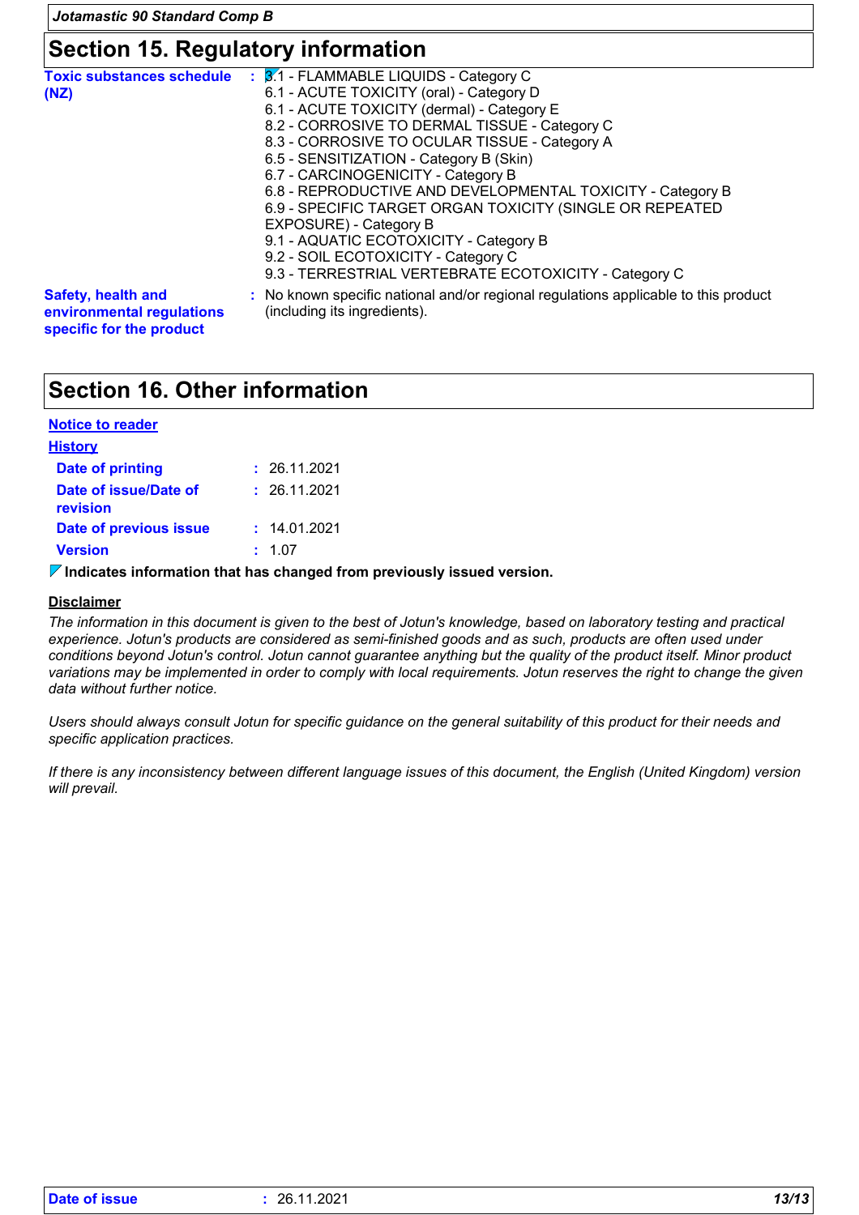## Section 15. Regulatory information

**Toxic substances schedule (NZ)** :
3.1 - FLAMMABLE LIQUIDS - Category C
6.1 - ACUTE TOXICITY (oral) - Category D
6.1 - ACUTE TOXICITY (dermal) - Category E
8.2 - CORROSIVE TO DERMAL TISSUE - Category C
8.3 - CORROSIVE TO OCULAR TISSUE - Category A
6.5 - SENSITIZATION - Category B (Skin)
6.7 - CARCINOGENICITY - Category B
6.8 - REPRODUCTIVE AND DEVELOPMENTAL TOXICITY - Category B
6.9 - SPECIFIC TARGET ORGAN TOXICITY (SINGLE OR REPEATED EXPOSURE) - Category B
9.1 - AQUATIC ECOTOXICITY - Category B
9.2 - SOIL ECOTOXICITY - Category C
9.3 - TERRESTRIAL VERTEBRATE ECOTOXICITY - Category C

**Safety, health and environmental regulations specific for the product** : No known specific national and/or regional regulations applicable to this product (including its ingredients).

## Section 16. Other information

**Notice to reader**

**History**

**Date of printing** : 26.11.2021

**Date of issue/Date of revision** : 26.11.2021

**Date of previous issue** : 14.01.2021

**Version** : 1.07

**Indicates information that has changed from previously issued version.**

**Disclaimer**

*The information in this document is given to the best of Jotun's knowledge, based on laboratory testing and practical experience. Jotun's products are considered as semi-finished goods and as such, products are often used under conditions beyond Jotun's control. Jotun cannot guarantee anything but the quality of the product itself. Minor product variations may be implemented in order to comply with local requirements. Jotun reserves the right to change the given data without further notice.*

*Users should always consult Jotun for specific guidance on the general suitability of this product for their needs and specific application practices.*

*If there is any inconsistency between different language issues of this document, the English (United Kingdom) version will prevail.*